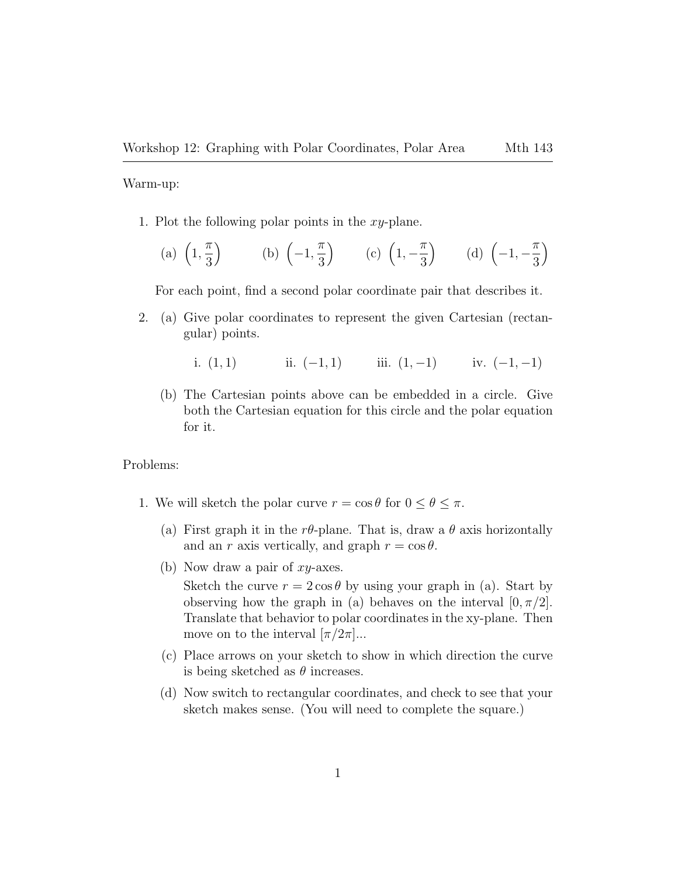Workshop 12: Graphing with Polar Coordinates, Polar Area — Mth 143

Warm-up:

1. Plot the following polar points in the $xy$-plane.

   (a) $\left(1, \frac{\pi}{3}\right)$ (b) $\left(-1, \frac{\pi}{3}\right)$ (c) $\left(1, -\frac{\pi}{3}\right)$ (d) $\left(-1, -\frac{\pi}{3}\right)$

   For each point, find a second polar coordinate pair that describes it.

2. (a) Give polar coordinates to represent the given Cartesian (rectangular) points.

      i. $(1, 1)$ ii. $(-1, 1)$ iii. $(1, -1)$ iv. $(-1, -1)$

   (b) The Cartesian points above can be embedded in a circle. Give both the Cartesian equation for this circle and the polar equation for it.

Problems:

1. We will sketch the polar curve $r = \cos\theta$ for $0 \leq \theta \leq \pi$.

   (a) First graph it in the $r\theta$-plane. That is, draw a $\theta$ axis horizontally and an $r$ axis vertically, and graph $r = \cos\theta$.

   (b) Now draw a pair of $xy$-axes.
   Sketch the curve $r = 2\cos\theta$ by using your graph in (a). Start by observing how the graph in (a) behaves on the interval $[0, \pi/2]$. Translate that behavior to polar coordinates in the xy-plane. Then move on to the interval $[\pi/2\pi]$...

   (c) Place arrows on your sketch to show in which direction the curve is being sketched as $\theta$ increases.

   (d) Now switch to rectangular coordinates, and check to see that your sketch makes sense. (You will need to complete the square.)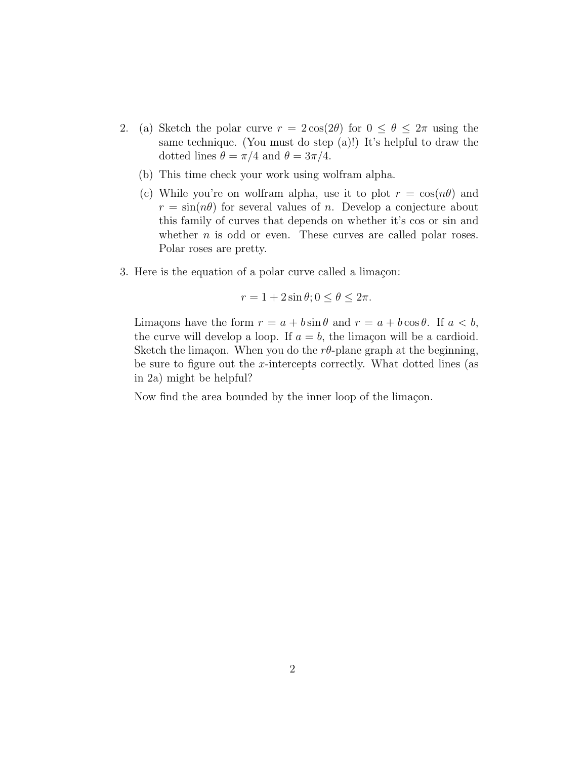2. (a) Sketch the polar curve $r = 2\cos(2\theta)$ for $0 \leq \theta \leq 2\pi$ using the same technique. (You must do step (a)!) It's helpful to draw the dotted lines $\theta = \pi/4$ and $\theta = 3\pi/4$.

   (b) This time check your work using wolfram alpha.

   (c) While you're on wolfram alpha, use it to plot $r = \cos(n\theta)$ and $r = \sin(n\theta)$ for several values of $n$. Develop a conjecture about this family of curves that depends on whether it's cos or sin and whether $n$ is odd or even. These curves are called polar roses. Polar roses are pretty.

3. Here is the equation of a polar curve called a limaçon:

$$r = 1 + 2\sin\theta; 0 \leq \theta \leq 2\pi.$$

   Limaçons have the form $r = a + b\sin\theta$ and $r = a + b\cos\theta$. If $a < b$, the curve will develop a loop. If $a = b$, the limaçon will be a cardioid. Sketch the limaçon. When you do the $r\theta$-plane graph at the beginning, be sure to figure out the $x$-intercepts correctly. What dotted lines (as in 2a) might be helpful?

   Now find the area bounded by the inner loop of the limaçon.